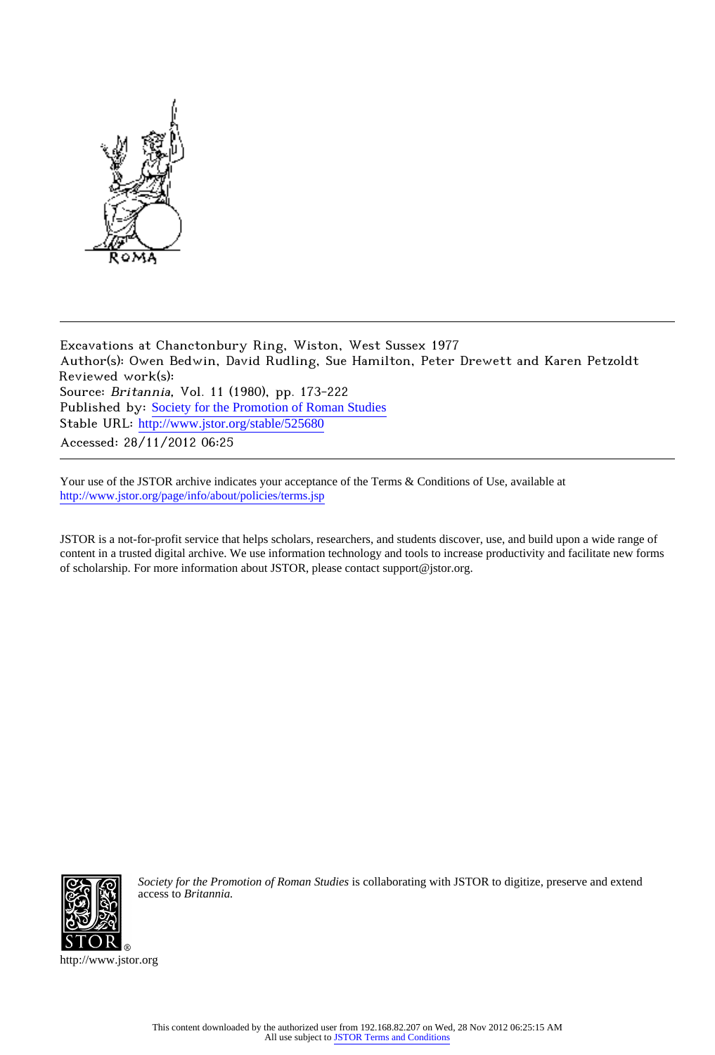Excavations at Chanctonbury Ring, Wiston, West Sussex 1977
Author(s): Owen Bedwin, David Rudling, Sue Hamilton, Peter Drewett and Karen Petzoldt
Reviewed work(s):
Source: *Britannia*, Vol. 11 (1980), pp. 173-222
Published by: Society for the Promotion of Roman Studies
Stable URL: http://www.jstor.org/stable/525680
Accessed: 28/11/2012 06:25

---

Your use of the JSTOR archive indicates your acceptance of the Terms & Conditions of Use, available at
http://www.jstor.org/page/info/about/policies/terms.jsp

JSTOR is a not-for-profit service that helps scholars, researchers, and students discover, use, and build upon a wide range of content in a trusted digital archive. We use information technology and tools to increase productivity and facilitate new forms of scholarship. For more information about JSTOR, please contact support@jstor.org.

*Society for the Promotion of Roman Studies* is collaborating with JSTOR to digitize, preserve and extend access to *Britannia.*

http://www.jstor.org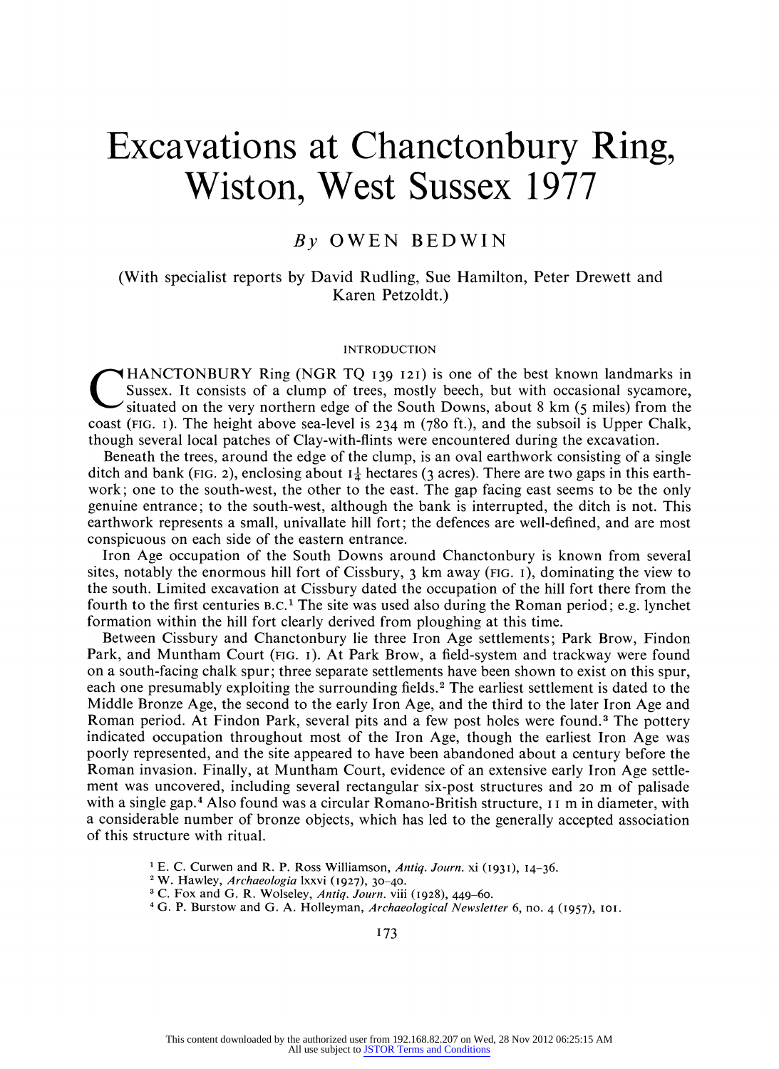# Excavations at Chanctonbury Ring, Wiston, West Sussex 1977

## *By* OWEN BEDWIN

(With specialist reports by David Rudling, Sue Hamilton, Peter Drewett and Karen Petzoldt.)

### INTRODUCTION

CHANCTONBURY Ring (NGR TQ 139 121) is one of the best known landmarks in Sussex. It consists of a clump of trees, mostly beech, but with occasional sycamore, situated on the very northern edge of the South Downs, about 8 km (5 miles) from the coast (FIG. 1). The height above sea-level is 234 m (780 ft.), and the subsoil is Upper Chalk, though several local patches of Clay-with-flints were encountered during the excavation.

Beneath the trees, around the edge of the clump, is an oval earthwork consisting of a single ditch and bank (FIG. 2), enclosing about 1¼ hectares (3 acres). There are two gaps in this earthwork; one to the south-west, the other to the east. The gap facing east seems to be the only genuine entrance; to the south-west, although the bank is interrupted, the ditch is not. This earthwork represents a small, univallate hill fort; the defences are well-defined, and are most conspicuous on each side of the eastern entrance.

Iron Age occupation of the South Downs around Chanctonbury is known from several sites, notably the enormous hill fort of Cissbury, 3 km away (FIG. 1), dominating the view to the south. Limited excavation at Cissbury dated the occupation of the hill fort there from the fourth to the first centuries B.C.[1] The site was used also during the Roman period; e.g. lynchet formation within the hill fort clearly derived from ploughing at this time.

Between Cissbury and Chanctonbury lie three Iron Age settlements; Park Brow, Findon Park, and Muntham Court (FIG. 1). At Park Brow, a field-system and trackway were found on a south-facing chalk spur; three separate settlements have been shown to exist on this spur, each one presumably exploiting the surrounding fields.[2] The earliest settlement is dated to the Middle Bronze Age, the second to the early Iron Age, and the third to the later Iron Age and Roman period. At Findon Park, several pits and a few post holes were found.[3] The pottery indicated occupation throughout most of the Iron Age, though the earliest Iron Age was poorly represented, and the site appeared to have been abandoned about a century before the Roman invasion. Finally, at Muntham Court, evidence of an extensive early Iron Age settlement was uncovered, including several rectangular six-post structures and 20 m of palisade with a single gap.[4] Also found was a circular Romano-British structure, 11 m in diameter, with a considerable number of bronze objects, which has led to the generally accepted association of this structure with ritual.

[1] E. C. Curwen and R. P. Ross Williamson, *Antiq. Journ.* xi (1931), 14–36.

[2] W. Hawley, *Archaeologia* lxxvi (1927), 30–40.

[3] C. Fox and G. R. Wolseley, *Antiq. Journ.* viii (1928), 449–60.

[4] G. P. Burstow and G. A. Holleyman, *Archaeological Newsletter* 6, no. 4 (1957), 101.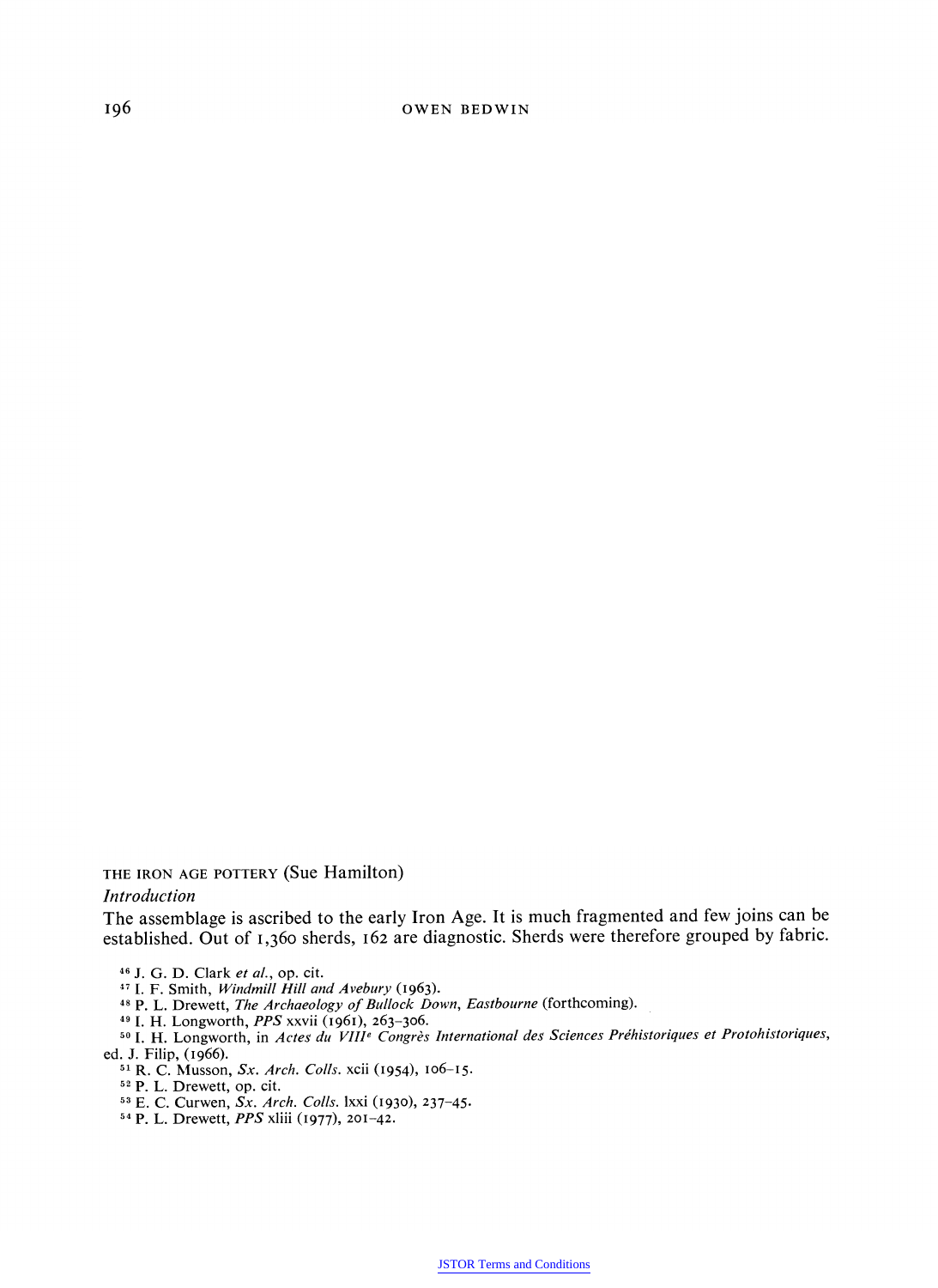THE IRON AGE POTTERY (Sue Hamilton)

*Introduction*

The assemblage is ascribed to the early Iron Age. It is much fragmented and few joins can be established. Out of 1,360 sherds, 162 are diagnostic. Sherds were therefore grouped by fabric.

[46] J. G. D. Clark *et al.*, op. cit.

[47] I. F. Smith, *Windmill Hill and Avebury* (1963).

[48] P. L. Drewett, *The Archaeology of Bullock Down, Eastbourne* (forthcoming).

[49] I. H. Longworth, *PPS* xxvii (1961), 263–306.

[50] I. H. Longworth, in *Actes du VIII^e Congrès International des Sciences Préhistoriques et Protohistoriques*, ed. J. Filip, (1966).

[51] R. C. Musson, *Sx. Arch. Colls.* xcii (1954), 106–15.

[52] P. L. Drewett, op. cit.

[53] E. C. Curwen, *Sx. Arch. Colls.* lxxi (1930), 237–45.

[54] P. L. Drewett, *PPS* xliii (1977), 201–42.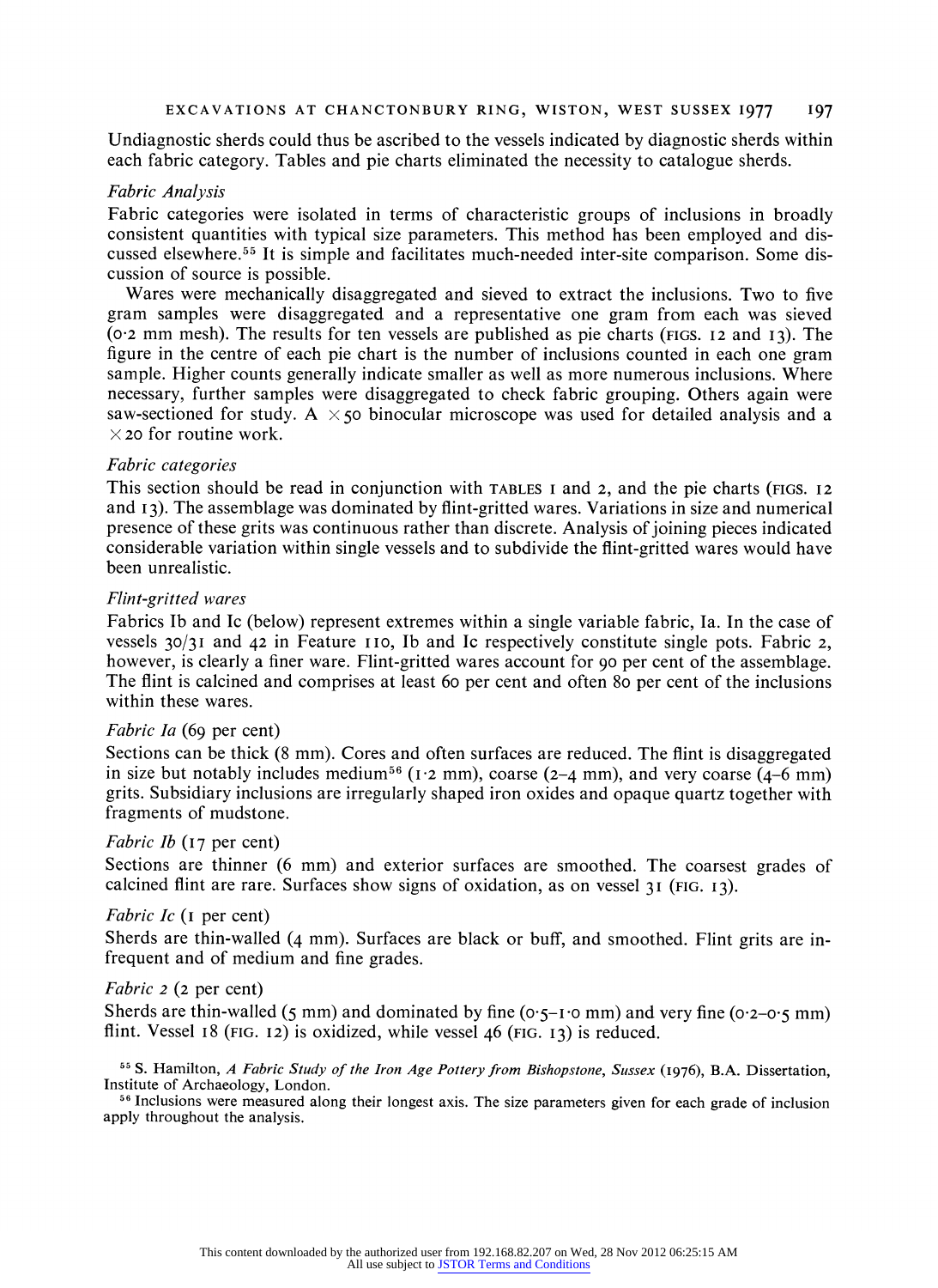Undiagnostic sherds could thus be ascribed to the vessels indicated by diagnostic sherds within each fabric category. Tables and pie charts eliminated the necessity to catalogue sherds.

*Fabric Analysis*

Fabric categories were isolated in terms of characteristic groups of inclusions in broadly consistent quantities with typical size parameters. This method has been employed and discussed elsewhere.[55] It is simple and facilitates much-needed inter-site comparison. Some discussion of source is possible.

Wares were mechanically disaggregated and sieved to extract the inclusions. Two to five gram samples were disaggregated and a representative one gram from each was sieved (0·2 mm mesh). The results for ten vessels are published as pie charts (FIGS. 12 and 13). The figure in the centre of each pie chart is the number of inclusions counted in each one gram sample. Higher counts generally indicate smaller as well as more numerous inclusions. Where necessary, further samples were disaggregated to check fabric grouping. Others again were saw-sectioned for study. A ×50 binocular microscope was used for detailed analysis and a ×20 for routine work.

*Fabric categories*

This section should be read in conjunction with TABLES 1 and 2, and the pie charts (FIGS. 12 and 13). The assemblage was dominated by flint-gritted wares. Variations in size and numerical presence of these grits was continuous rather than discrete. Analysis of joining pieces indicated considerable variation within single vessels and to subdivide the flint-gritted wares would have been unrealistic.

*Flint-gritted wares*

Fabrics Ib and Ic (below) represent extremes within a single variable fabric, Ia. In the case of vessels 30/31 and 42 in Feature 110, Ib and Ic respectively constitute single pots. Fabric 2, however, is clearly a finer ware. Flint-gritted wares account for 90 per cent of the assemblage. The flint is calcined and comprises at least 60 per cent and often 80 per cent of the inclusions within these wares.

*Fabric Ia* (69 per cent)

Sections can be thick (8 mm). Cores and often surfaces are reduced. The flint is disaggregated in size but notably includes medium[56] (1·2 mm), coarse (2–4 mm), and very coarse (4–6 mm) grits. Subsidiary inclusions are irregularly shaped iron oxides and opaque quartz together with fragments of mudstone.

*Fabric Ib* (17 per cent)

Sections are thinner (6 mm) and exterior surfaces are smoothed. The coarsest grades of calcined flint are rare. Surfaces show signs of oxidation, as on vessel 31 (FIG. 13).

*Fabric Ic* (1 per cent)

Sherds are thin-walled (4 mm). Surfaces are black or buff, and smoothed. Flint grits are infrequent and of medium and fine grades.

*Fabric 2* (2 per cent)

Sherds are thin-walled (5 mm) and dominated by fine (0·5–1·0 mm) and very fine (0·2–0·5 mm) flint. Vessel 18 (FIG. 12) is oxidized, while vessel 46 (FIG. 13) is reduced.

[55] S. Hamilton, *A Fabric Study of the Iron Age Pottery from Bishopstone, Sussex* (1976), B.A. Dissertation, Institute of Archaeology, London.

[56] Inclusions were measured along their longest axis. The size parameters given for each grade of inclusion apply throughout the analysis.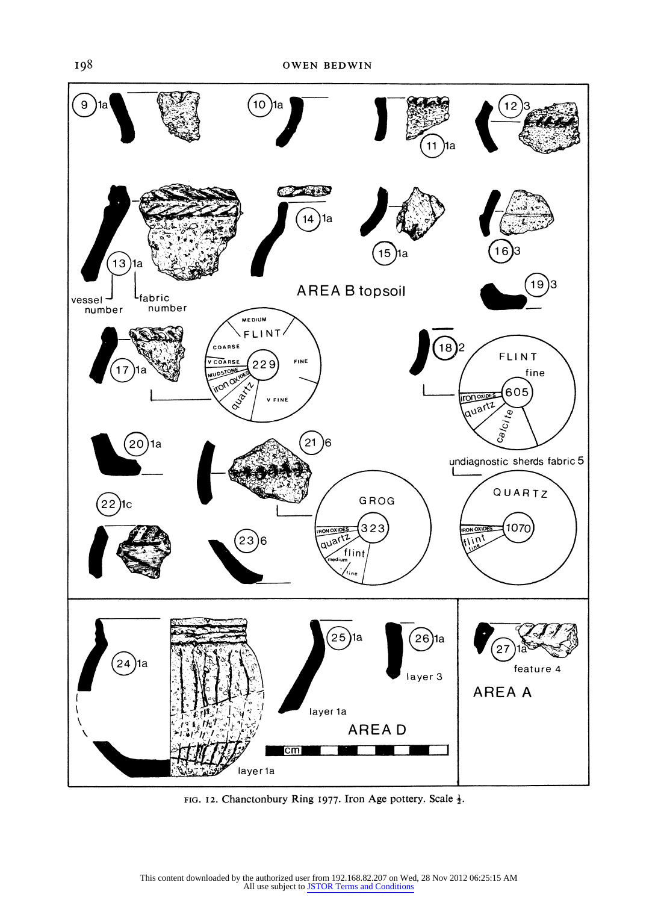FIG. 12. Chanctonbury Ring 1977. Iron Age pottery. Scale ½.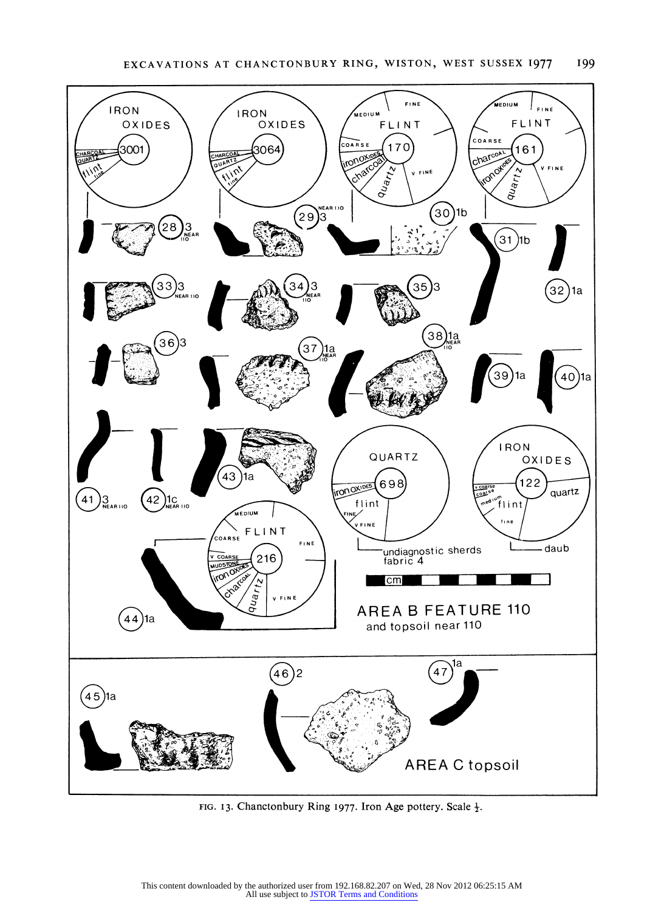FIG. 13. Chanctonbury Ring 1977. Iron Age pottery. Scale ½.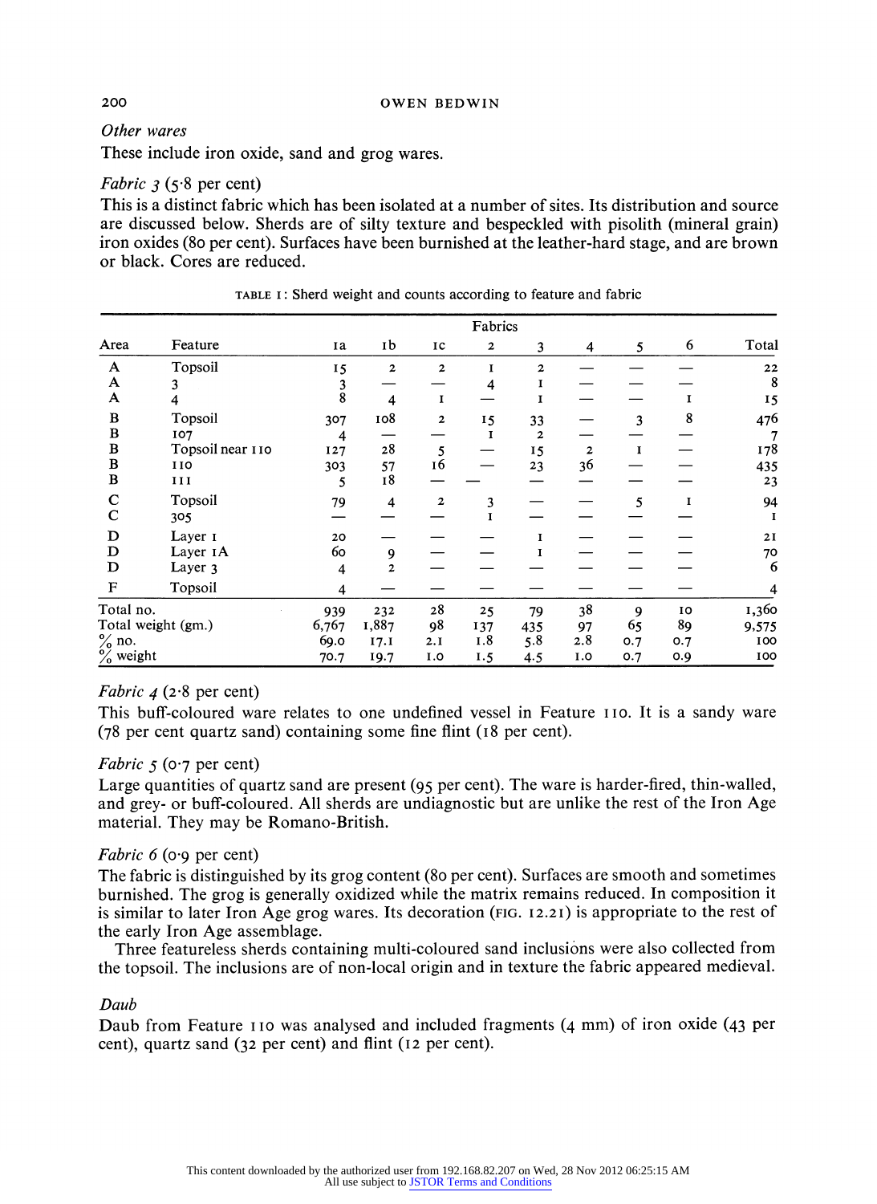### *Other wares*

These include iron oxide, sand and grog wares.

### *Fabric 3* (5·8 per cent)

This is a distinct fabric which has been isolated at a number of sites. Its distribution and source are discussed below. Sherds are of silty texture and bespeckled with pisolith (mineral grain) iron oxides (80 per cent). Surfaces have been burnished at the leather-hard stage, and are brown or black. Cores are reduced.

TABLE I: Sherd weight and counts according to feature and fabric

| Area | Feature | Fabrics | | | | | | | | Total |
|---|---|---|---|---|---|---|---|---|---|---|
| | | 1a | 1b | 1c | 2 | 3 | 4 | 5 | 6 | |
| A | Topsoil | 15 | 2 | 2 | 1 | 2 | — | — | — | 22 |
| A | 3 | 3 | — | — | 4 | 1 | — | — | — | 8 |
| A | 4 | 8 | 4 | 1 | — | 1 | — | — | 1 | 15 |
| B | Topsoil | 307 | 108 | 2 | 15 | 33 | — | 3 | 8 | 476 |
| B | 107 | 4 | — | — | 1 | 2 | — | — | — | 7 |
| B | Topsoil near 110 | 127 | 28 | 5 | — | 15 | 2 | 1 | — | 178 |
| B | 110 | 303 | 57 | 16 | — | 23 | 36 | — | — | 435 |
| B | 111 | 5 | 18 | — | — | — | — | — | — | 23 |
| C | Topsoil | 79 | 4 | 2 | 3 | — | — | 5 | 1 | 94 |
| C | 305 | — | — | — | 1 | — | — | — | — | 1 |
| D | Layer 1 | 20 | — | — | — | 1 | — | — | — | 21 |
| D | Layer 1A | 60 | 9 | — | — | 1 | — | — | — | 70 |
| D | Layer 3 | 4 | 2 | — | — | — | — | — | — | 6 |
| F | Topsoil | 4 | — | — | — | — | — | — | — | 4 |
| Total no. | | 939 | 232 | 28 | 25 | 79 | 38 | 9 | 10 | 1,360 |
| Total weight (gm.) | | 6,767 | 1,887 | 98 | 137 | 435 | 97 | 65 | 89 | 9,575 |
| % no. | | 69.0 | 17.1 | 2.1 | 1.8 | 5.8 | 2.8 | 0.7 | 0.7 | 100 |
| % weight | | 70.7 | 19.7 | 1.0 | 1.5 | 4.5 | 1.0 | 0.7 | 0.9 | 100 |

### *Fabric 4* (2·8 per cent)

This buff-coloured ware relates to one undefined vessel in Feature 110. It is a sandy ware (78 per cent quartz sand) containing some fine flint (18 per cent).

### *Fabric 5* (0·7 per cent)

Large quantities of quartz sand are present (95 per cent). The ware is harder-fired, thin-walled, and grey- or buff-coloured. All sherds are undiagnostic but are unlike the rest of the Iron Age material. They may be Romano-British.

### *Fabric 6* (0·9 per cent)

The fabric is distinguished by its grog content (80 per cent). Surfaces are smooth and sometimes burnished. The grog is generally oxidized while the matrix remains reduced. In composition it is similar to later Iron Age grog wares. Its decoration (FIG. 12.21) is appropriate to the rest of the early Iron Age assemblage.

Three featureless sherds containing multi-coloured sand inclusions were also collected from the topsoil. The inclusions are of non-local origin and in texture the fabric appeared medieval.

### *Daub*

Daub from Feature 110 was analysed and included fragments (4 mm) of iron oxide (43 per cent), quartz sand (32 per cent) and flint (12 per cent).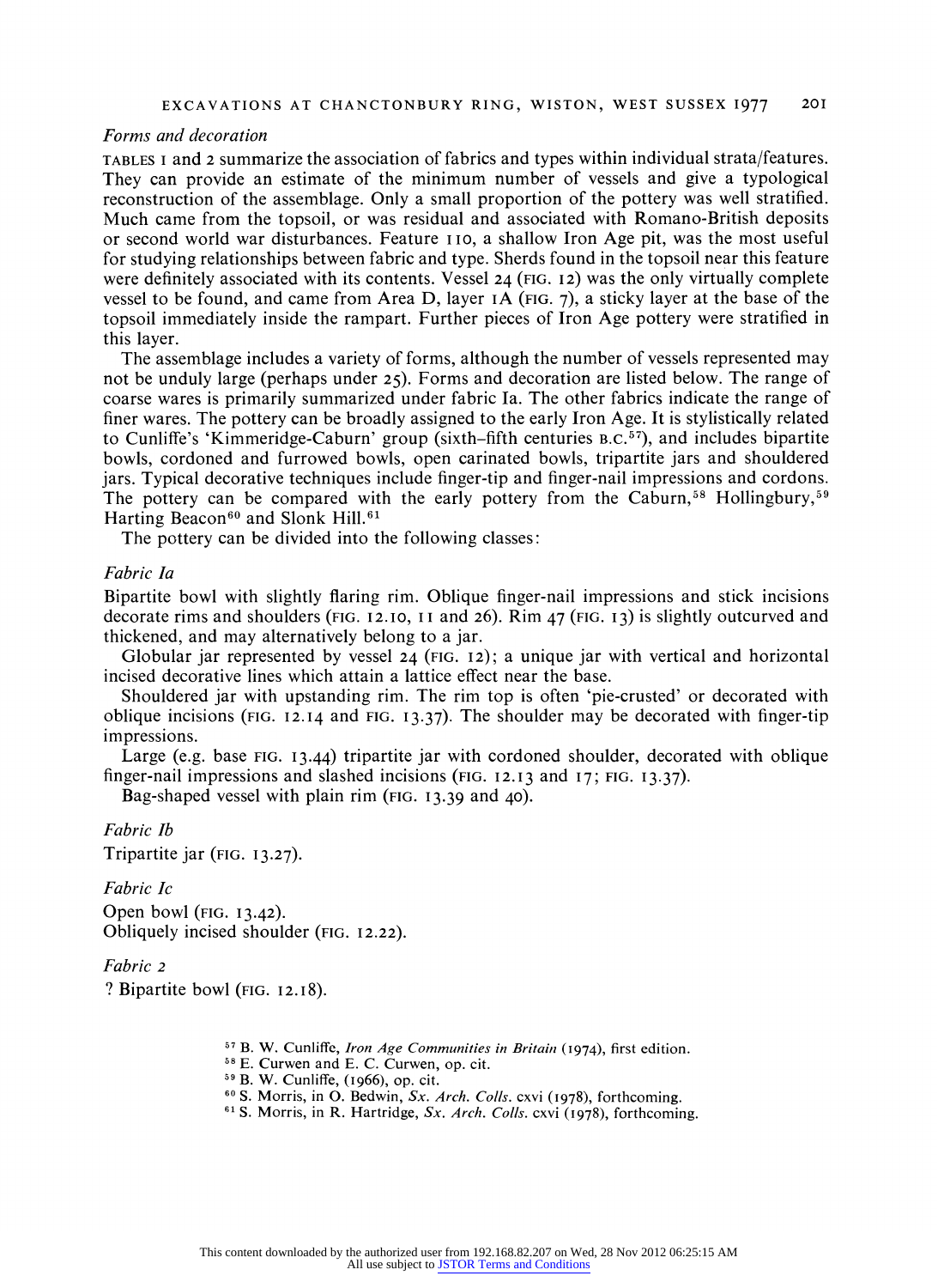*Forms and decoration*

TABLES 1 and 2 summarize the association of fabrics and types within individual strata/features. They can provide an estimate of the minimum number of vessels and give a typological reconstruction of the assemblage. Only a small proportion of the pottery was well stratified. Much came from the topsoil, or was residual and associated with Romano-British deposits or second world war disturbances. Feature 110, a shallow Iron Age pit, was the most useful for studying relationships between fabric and type. Sherds found in the topsoil near this feature were definitely associated with its contents. Vessel 24 (FIG. 12) was the only virtually complete vessel to be found, and came from Area D, layer 1A (FIG. 7), a sticky layer at the base of the topsoil immediately inside the rampart. Further pieces of Iron Age pottery were stratified in this layer.

The assemblage includes a variety of forms, although the number of vessels represented may not be unduly large (perhaps under 25). Forms and decoration are listed below. The range of coarse wares is primarily summarized under fabric Ia. The other fabrics indicate the range of finer wares. The pottery can be broadly assigned to the early Iron Age. It is stylistically related to Cunliffe's 'Kimmeridge-Caburn' group (sixth–fifth centuries B.C.[57]), and includes bipartite bowls, cordoned and furrowed bowls, open carinated bowls, tripartite jars and shouldered jars. Typical decorative techniques include finger-tip and finger-nail impressions and cordons. The pottery can be compared with the early pottery from the Caburn,[58] Hollingbury,[59] Harting Beacon[60] and Slonk Hill.[61]

The pottery can be divided into the following classes:

*Fabric Ia*

Bipartite bowl with slightly flaring rim. Oblique finger-nail impressions and stick incisions decorate rims and shoulders (FIG. 12.10, 11 and 26). Rim 47 (FIG. 13) is slightly outcurved and thickened, and may alternatively belong to a jar.

Globular jar represented by vessel 24 (FIG. 12); a unique jar with vertical and horizontal incised decorative lines which attain a lattice effect near the base.

Shouldered jar with upstanding rim. The rim top is often 'pie-crusted' or decorated with oblique incisions (FIG. 12.14 and FIG. 13.37). The shoulder may be decorated with finger-tip impressions.

Large (e.g. base FIG. 13.44) tripartite jar with cordoned shoulder, decorated with oblique finger-nail impressions and slashed incisions (FIG. 12.13 and 17; FIG. 13.37).

Bag-shaped vessel with plain rim (FIG. 13.39 and 40).

*Fabric Ib*

Tripartite jar (FIG. 13.27).

*Fabric Ic*

Open bowl (FIG. 13.42).
Obliquely incised shoulder (FIG. 12.22).

*Fabric 2*

? Bipartite bowl (FIG. 12.18).

---

[57] B. W. Cunliffe, *Iron Age Communities in Britain* (1974), first edition.
[58] E. Curwen and E. C. Curwen, op. cit.
[59] B. W. Cunliffe, (1966), op. cit.
[60] S. Morris, in O. Bedwin, *Sx. Arch. Colls.* cxvi (1978), forthcoming.
[61] S. Morris, in R. Hartridge, *Sx. Arch. Colls.* cxvi (1978), forthcoming.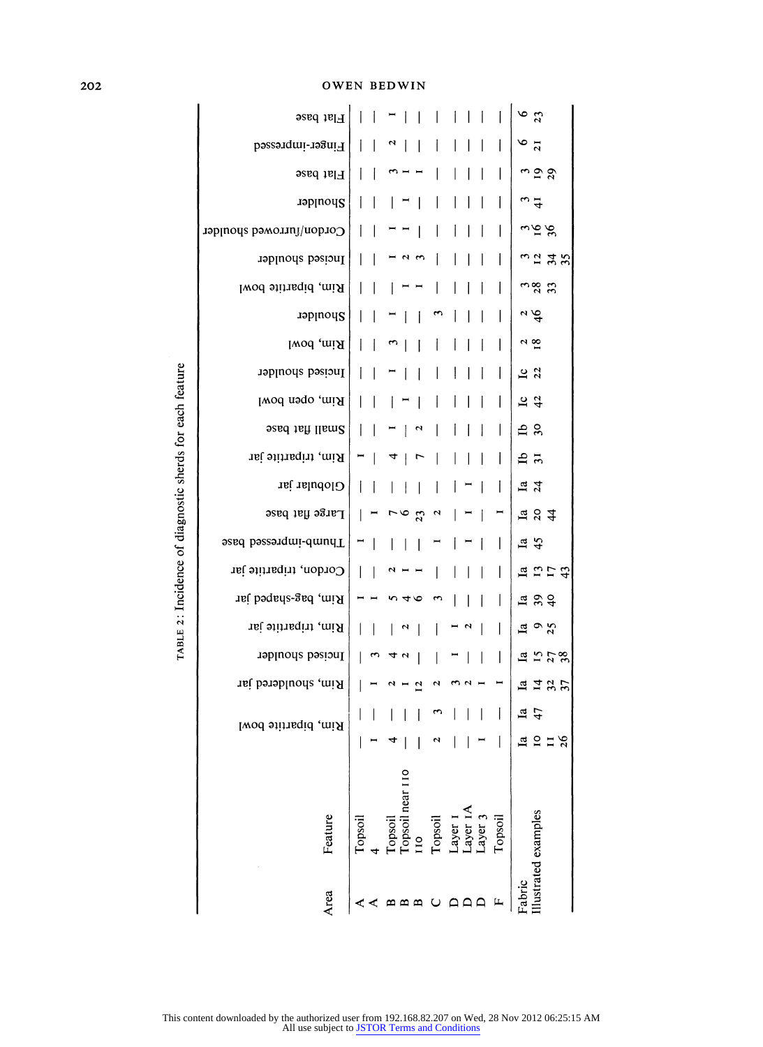TABLE 2: Incidence of diagnostic sherds for each feature

| Area | Feature | Rim, bipartite bowl | | Rim, shouldered jar | Incised shoulder | Rim, tripartite jar | Rim, bag-shaped jar | Cordon, tripartite jar | Thumb-impressed base | Large flat base | Globular jar | Rim, tripartite jar | Small flat base | Rim, open bowl | Incised shoulder | Rim, bowl | Shoulder | Rim, bipartite bowl | Incised shoulder | Cordon/furrowed shoulder | Shoulder | Flat base | Finger-impressed | Flat base |
|---|---|---|---|---|---|---|---|---|---|---|---|---|---|---|---|---|---|---|---|---|---|---|---|---|
| A | Topsoil | — | — | — | — | — | 1 | — | 1 | — | — | 1 | — | — | — | — | — | — | — | — | — | — | — | — |
| A | 4 | 1 | — | 1 | 3 | — | 1 | — | — | 1 | — | — | — | — | — | — | — | — | — | — | — | — | — | — |
| B | Topsoil | 4 | — | 2 | 4 | — | 5 | 2 | — | 7 | — | 4 | 1 | — | 1 | 3 | 1 | — | 1 | 1 | — | 3 | 2 | 1 |
| B | Topsoil near 110 | — | — | 1 | 2 | 2 | 4 | 1 | — | 6 | — | — | — | 1 | — | — | — | 1 | 2 | 1 | 1 | 1 | — | — |
| B | 110 | — | — | 12 | — | — | 6 | 1 | — | 23 | — | 7 | 2 | — | — | — | — | 1 | 3 | — | — | 1 | — | — |
| C | Topsoil | 2 | 3 | 2 | — | — | 3 | — | 1 | 2 | — | — | — | — | — | — | 3 | — | — | — | — | — | — | — |
| D | Layer 1 | — | — | 3 | 1 | 1 | — | — | — | — | — | — | — | — | — | — | — | — | — | — | — | — | — | — |
| D | Layer 1A | — | — | 2 | — | 2 | — | — | 1 | 1 | 1 | — | — | — | — | — | — | — | — | — | — | — | — | — |
| D | Layer 3 | 1 | — | 1 | — | — | — | — | — | — | — | — | — | — | — | — | — | — | — | — | — | — | — | — |
| F | Topsoil | — | — | 1 | — | — | — | — | — | 1 | — | — | — | — | — | — | — | — | — | — | — | — | — | — |
| Fabric | | Ia | Ia | Ia | Ia | Ia | Ia | Ia | Ia | Ia | Ia | Ib | Ib | Ic | Ic | 2 | 2 | 3 | 3 | 3 | 3 | 3 | 6 | 6 |
| Illustrated examples | | 10, 11, 26 | 47 | 14, 32, 37 | 15, 27, 38 | 9, 25 | 39, 40 | 13, 17, 43 | 45 | 20, 44 | 24 | 31 | 30 | 42 | 22 | 18 | 46 | 28, 33 | 12, 34, 35 | 16, 36 | 41 | 19, 29 | 21 | 23 |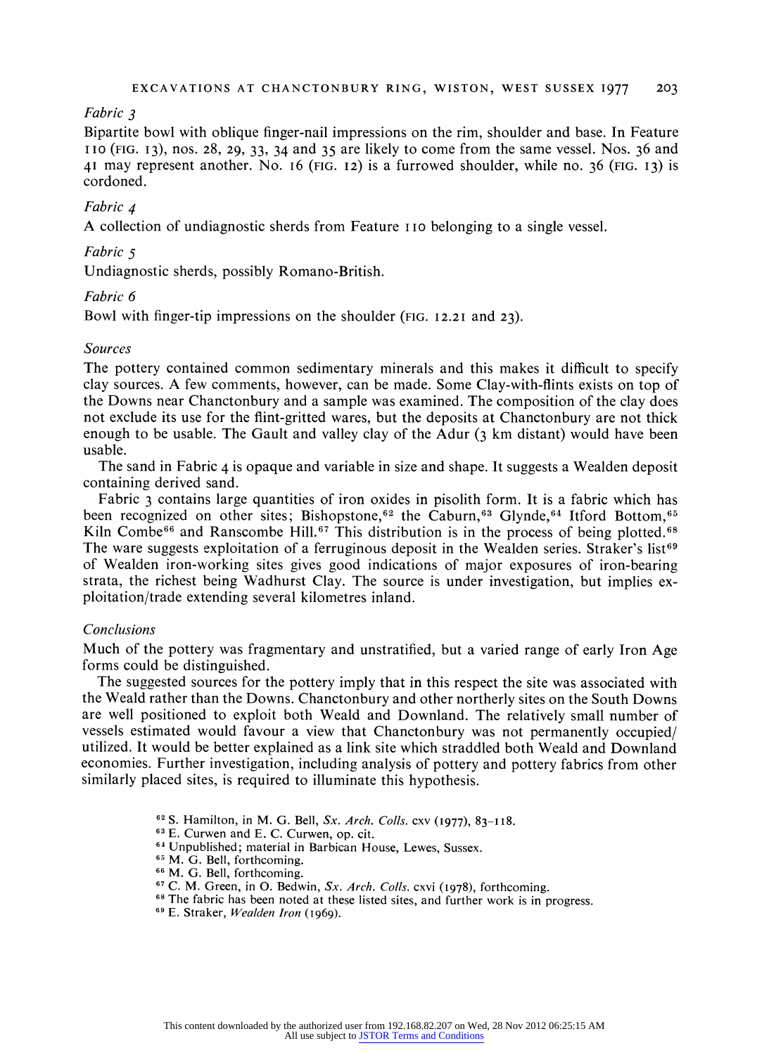*Fabric 3*

Bipartite bowl with oblique finger-nail impressions on the rim, shoulder and base. In Feature 110 (FIG. 13), nos. 28, 29, 33, 34 and 35 are likely to come from the same vessel. Nos. 36 and 41 may represent another. No. 16 (FIG. 12) is a furrowed shoulder, while no. 36 (FIG. 13) is cordoned.

*Fabric 4*

A collection of undiagnostic sherds from Feature 110 belonging to a single vessel.

*Fabric 5*

Undiagnostic sherds, possibly Romano-British.

*Fabric 6*

Bowl with finger-tip impressions on the shoulder (FIG. 12.21 and 23).

*Sources*

The pottery contained common sedimentary minerals and this makes it difficult to specify clay sources. A few comments, however, can be made. Some Clay-with-flints exists on top of the Downs near Chanctonbury and a sample was examined. The composition of the clay does not exclude its use for the flint-gritted wares, but the deposits at Chanctonbury are not thick enough to be usable. The Gault and valley clay of the Adur (3 km distant) would have been usable.

The sand in Fabric 4 is opaque and variable in size and shape. It suggests a Wealden deposit containing derived sand.

Fabric 3 contains large quantities of iron oxides in pisolith form. It is a fabric which has been recognized on other sites; Bishopstone,[62] the Caburn,[63] Glynde,[64] Itford Bottom,[65] Kiln Combe[66] and Ranscombe Hill.[67] This distribution is in the process of being plotted.[68] The ware suggests exploitation of a ferruginous deposit in the Wealden series. Straker's list[69] of Wealden iron-working sites gives good indications of major exposures of iron-bearing strata, the richest being Wadhurst Clay. The source is under investigation, but implies exploitation/trade extending several kilometres inland.

*Conclusions*

Much of the pottery was fragmentary and unstratified, but a varied range of early Iron Age forms could be distinguished.

The suggested sources for the pottery imply that in this respect the site was associated with the Weald rather than the Downs. Chanctonbury and other northerly sites on the South Downs are well positioned to exploit both Weald and Downland. The relatively small number of vessels estimated would favour a view that Chanctonbury was not permanently occupied/utilized. It would be better explained as a link site which straddled both Weald and Downland economies. Further investigation, including analysis of pottery and pottery fabrics from other similarly placed sites, is required to illuminate this hypothesis.

[62] S. Hamilton, in M. G. Bell, *Sx. Arch. Colls.* cxv (1977), 83–118.

[63] E. Curwen and E. C. Curwen, op. cit.

[64] Unpublished; material in Barbican House, Lewes, Sussex.

[65] M. G. Bell, forthcoming.

[66] M. G. Bell, forthcoming.

[67] C. M. Green, in O. Bedwin, *Sx. Arch. Colls.* cxvi (1978), forthcoming.

[68] The fabric has been noted at these listed sites, and further work is in progress.

[69] E. Straker, *Wealden Iron* (1969).